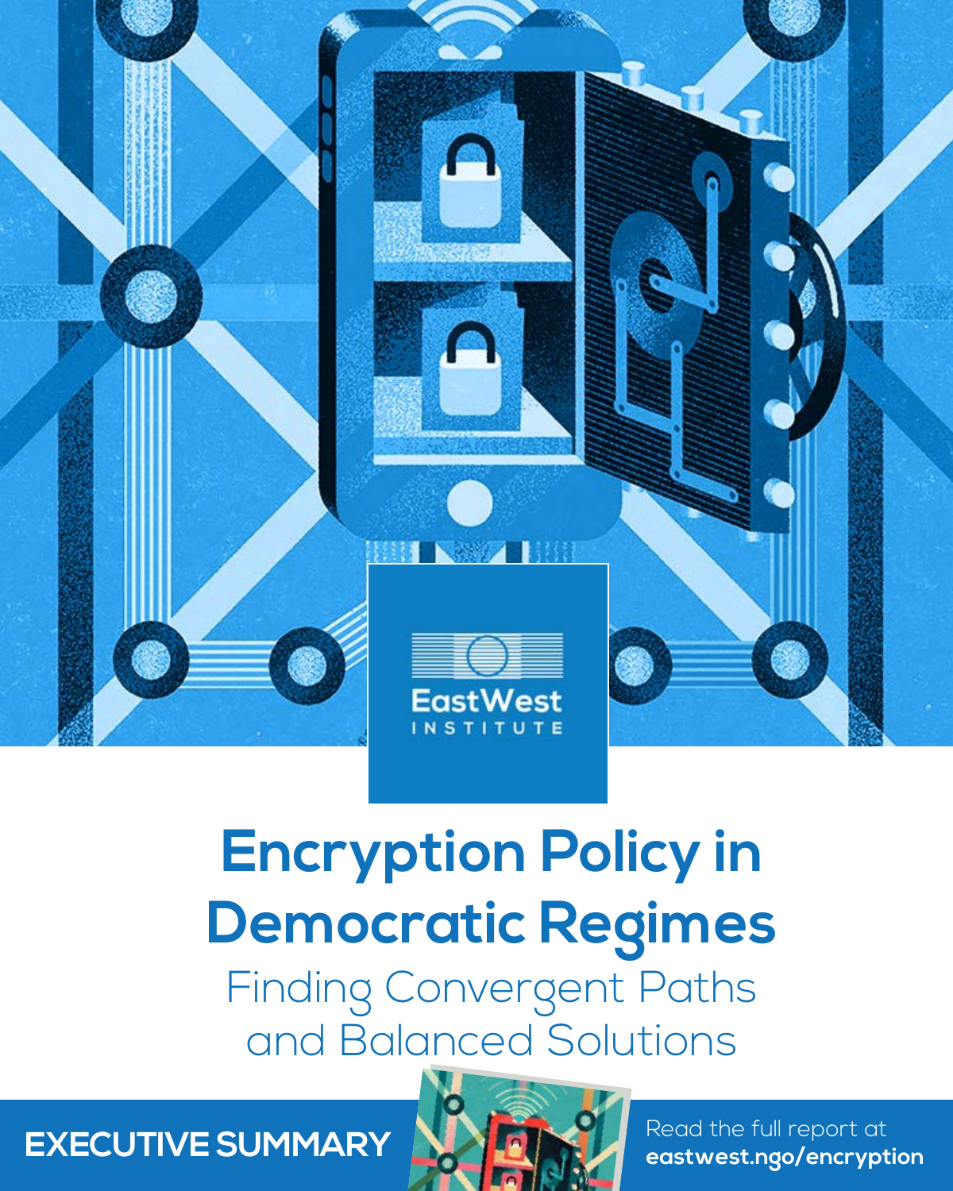EastWest INSTITUTE

# Encryption Policy in Democratic Regimes

## Finding Convergent Paths and Balanced Solutions

**EXECUTIVE SUMMARY**

Read the full report at **eastwest.ngo/encryption**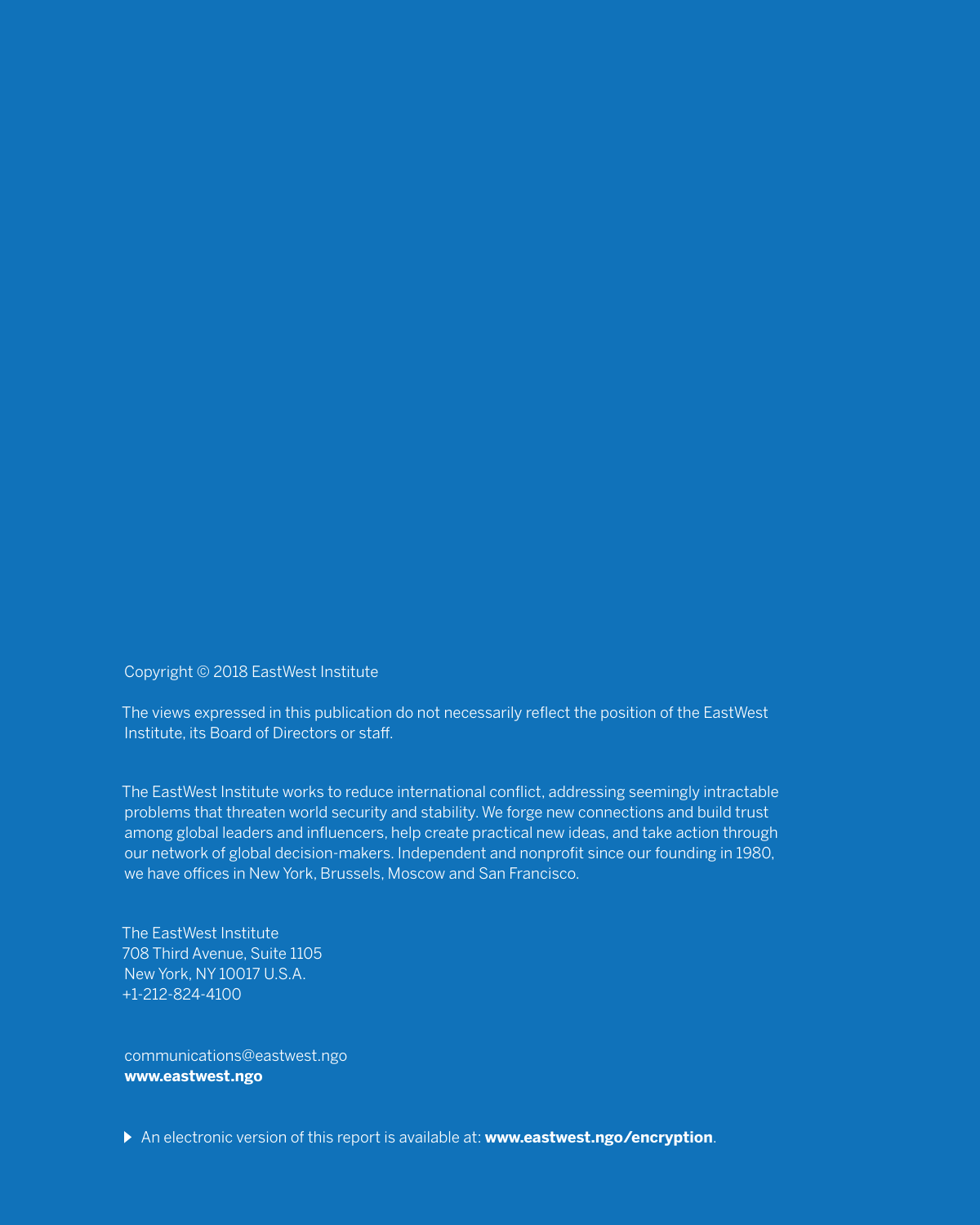Copyright © 2018 EastWest Institute

The views expressed in this publication do not necessarily reflect the position of the EastWest Institute, its Board of Directors or staff.

The EastWest Institute works to reduce international conflict, addressing seemingly intractable problems that threaten world security and stability. We forge new connections and build trust among global leaders and influencers, help create practical new ideas, and take action through our network of global decision-makers. Independent and nonprofit since our founding in 1980, we have offices in New York, Brussels, Moscow and San Francisco.

The EastWest Institute
708 Third Avenue, Suite 1105
New York, NY 10017 U.S.A.
+1-212-824-4100

communications@eastwest.ngo
**www.eastwest.ngo**

▶ An electronic version of this report is available at: **www.eastwest.ngo/encryption**.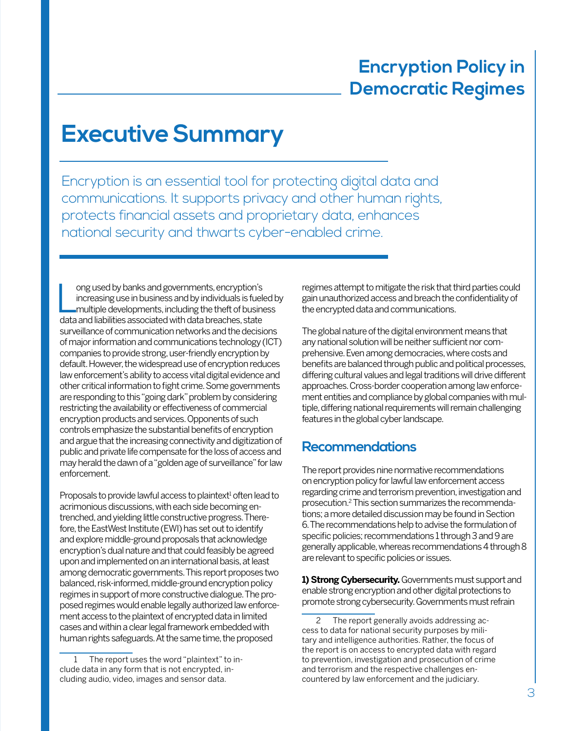# Executive Summary

Encryption is an essential tool for protecting digital data and communications. It supports privacy and other human rights, protects financial assets and proprietary data, enhances national security and thwarts cyber-enabled crime.

Long used by banks and governments, encryption's increasing use in business and by individuals is fueled by multiple developments, including the theft of business data and liabilities associated with data breaches, state surveillance of communication networks and the decisions of major information and communications technology (ICT) companies to provide strong, user-friendly encryption by default. However, the widespread use of encryption reduces law enforcement's ability to access vital digital evidence and other critical information to fight crime. Some governments are responding to this "going dark" problem by considering restricting the availability or effectiveness of commercial encryption products and services. Opponents of such controls emphasize the substantial benefits of encryption and argue that the increasing connectivity and digitization of public and private life compensate for the loss of access and may herald the dawn of a "golden age of surveillance" for law enforcement.

Proposals to provide lawful access to plaintext[1] often lead to acrimonious discussions, with each side becoming entrenched, and yielding little constructive progress. Therefore, the EastWest Institute (EWI) has set out to identify and explore middle-ground proposals that acknowledge encryption's dual nature and that could feasibly be agreed upon and implemented on an international basis, at least among democratic governments. This report proposes two balanced, risk-informed, middle-ground encryption policy regimes in support of more constructive dialogue. The proposed regimes would enable legally authorized law enforcement access to the plaintext of encrypted data in limited cases and within a clear legal framework embedded with human rights safeguards. At the same time, the proposed regimes attempt to mitigate the risk that third parties could gain unauthorized access and breach the confidentiality of the encrypted data and communications.

The global nature of the digital environment means that any national solution will be neither sufficient nor comprehensive. Even among democracies, where costs and benefits are balanced through public and political processes, differing cultural values and legal traditions will drive different approaches. Cross-border cooperation among law enforcement entities and compliance by global companies with multiple, differing national requirements will remain challenging features in the global cyber landscape.

## Recommendations

The report provides nine normative recommendations on encryption policy for lawful law enforcement access regarding crime and terrorism prevention, investigation and prosecution.[2] This section summarizes the recommendations; a more detailed discussion may be found in Section 6. The recommendations help to advise the formulation of specific policies; recommendations 1 through 3 and 9 are generally applicable, whereas recommendations 4 through 8 are relevant to specific policies or issues.

**1) Strong Cybersecurity.** Governments must support and enable strong encryption and other digital protections to promote strong cybersecurity. Governments must refrain

---

1 The report uses the word "plaintext" to include data in any form that is not encrypted, including audio, video, images and sensor data.

2 The report generally avoids addressing access to data for national security purposes by military and intelligence authorities. Rather, the focus of the report is on access to encrypted data with regard to prevention, investigation and prosecution of crime and terrorism and the respective challenges encountered by law enforcement and the judiciary.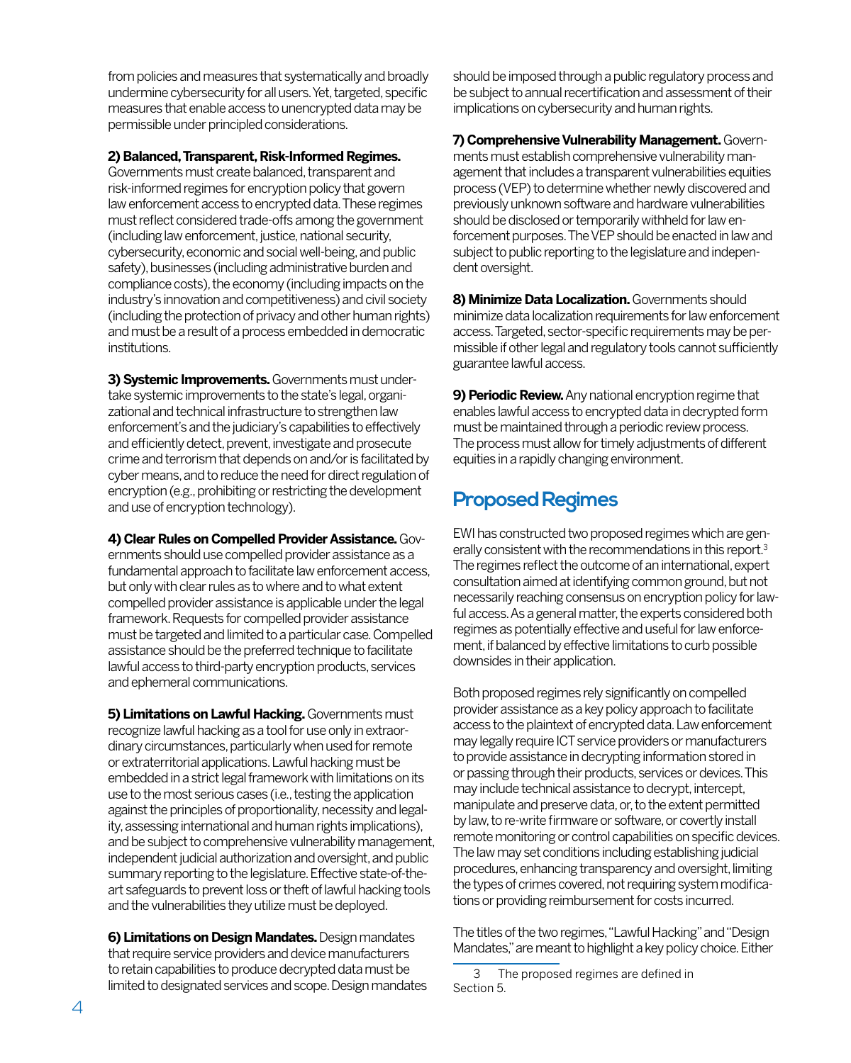from policies and measures that systematically and broadly undermine cybersecurity for all users. Yet, targeted, specific measures that enable access to unencrypted data may be permissible under principled considerations.

**2) Balanced, Transparent, Risk-Informed Regimes.** Governments must create balanced, transparent and risk-informed regimes for encryption policy that govern law enforcement access to encrypted data. These regimes must reflect considered trade-offs among the government (including law enforcement, justice, national security, cybersecurity, economic and social well-being, and public safety), businesses (including administrative burden and compliance costs), the economy (including impacts on the industry's innovation and competitiveness) and civil society (including the protection of privacy and other human rights) and must be a result of a process embedded in democratic institutions.

**3) Systemic Improvements.** Governments must undertake systemic improvements to the state's legal, organizational and technical infrastructure to strengthen law enforcement's and the judiciary's capabilities to effectively and efficiently detect, prevent, investigate and prosecute crime and terrorism that depends on and/or is facilitated by cyber means, and to reduce the need for direct regulation of encryption (e.g., prohibiting or restricting the development and use of encryption technology).

**4) Clear Rules on Compelled Provider Assistance.** Governments should use compelled provider assistance as a fundamental approach to facilitate law enforcement access, but only with clear rules as to where and to what extent compelled provider assistance is applicable under the legal framework. Requests for compelled provider assistance must be targeted and limited to a particular case. Compelled assistance should be the preferred technique to facilitate lawful access to third-party encryption products, services and ephemeral communications.

**5) Limitations on Lawful Hacking.** Governments must recognize lawful hacking as a tool for use only in extraordinary circumstances, particularly when used for remote or extraterritorial applications. Lawful hacking must be embedded in a strict legal framework with limitations on its use to the most serious cases (i.e., testing the application against the principles of proportionality, necessity and legality, assessing international and human rights implications), and be subject to comprehensive vulnerability management, independent judicial authorization and oversight, and public summary reporting to the legislature. Effective state-of-the-art safeguards to prevent loss or theft of lawful hacking tools and the vulnerabilities they utilize must be deployed.

**6) Limitations on Design Mandates.** Design mandates that require service providers and device manufacturers to retain capabilities to produce decrypted data must be limited to designated services and scope. Design mandates should be imposed through a public regulatory process and be subject to annual recertification and assessment of their implications on cybersecurity and human rights.

**7) Comprehensive Vulnerability Management.** Governments must establish comprehensive vulnerability management that includes a transparent vulnerabilities equities process (VEP) to determine whether newly discovered and previously unknown software and hardware vulnerabilities should be disclosed or temporarily withheld for law enforcement purposes. The VEP should be enacted in law and subject to public reporting to the legislature and independent oversight.

**8) Minimize Data Localization.** Governments should minimize data localization requirements for law enforcement access. Targeted, sector-specific requirements may be permissible if other legal and regulatory tools cannot sufficiently guarantee lawful access.

**9) Periodic Review.** Any national encryption regime that enables lawful access to encrypted data in decrypted form must be maintained through a periodic review process. The process must allow for timely adjustments of different equities in a rapidly changing environment.

## Proposed Regimes

EWI has constructed two proposed regimes which are generally consistent with the recommendations in this report.[3] The regimes reflect the outcome of an international, expert consultation aimed at identifying common ground, but not necessarily reaching consensus on encryption policy for lawful access. As a general matter, the experts considered both regimes as potentially effective and useful for law enforcement, if balanced by effective limitations to curb possible downsides in their application.

Both proposed regimes rely significantly on compelled provider assistance as a key policy approach to facilitate access to the plaintext of encrypted data. Law enforcement may legally require ICT service providers or manufacturers to provide assistance in decrypting information stored in or passing through their products, services or devices. This may include technical assistance to decrypt, intercept, manipulate and preserve data, or, to the extent permitted by law, to re-write firmware or software, or covertly install remote monitoring or control capabilities on specific devices. The law may set conditions including establishing judicial procedures, enhancing transparency and oversight, limiting the types of crimes covered, not requiring system modifications or providing reimbursement for costs incurred.

The titles of the two regimes, "Lawful Hacking" and "Design Mandates," are meant to highlight a key policy choice. Either

3 The proposed regimes are defined in Section 5.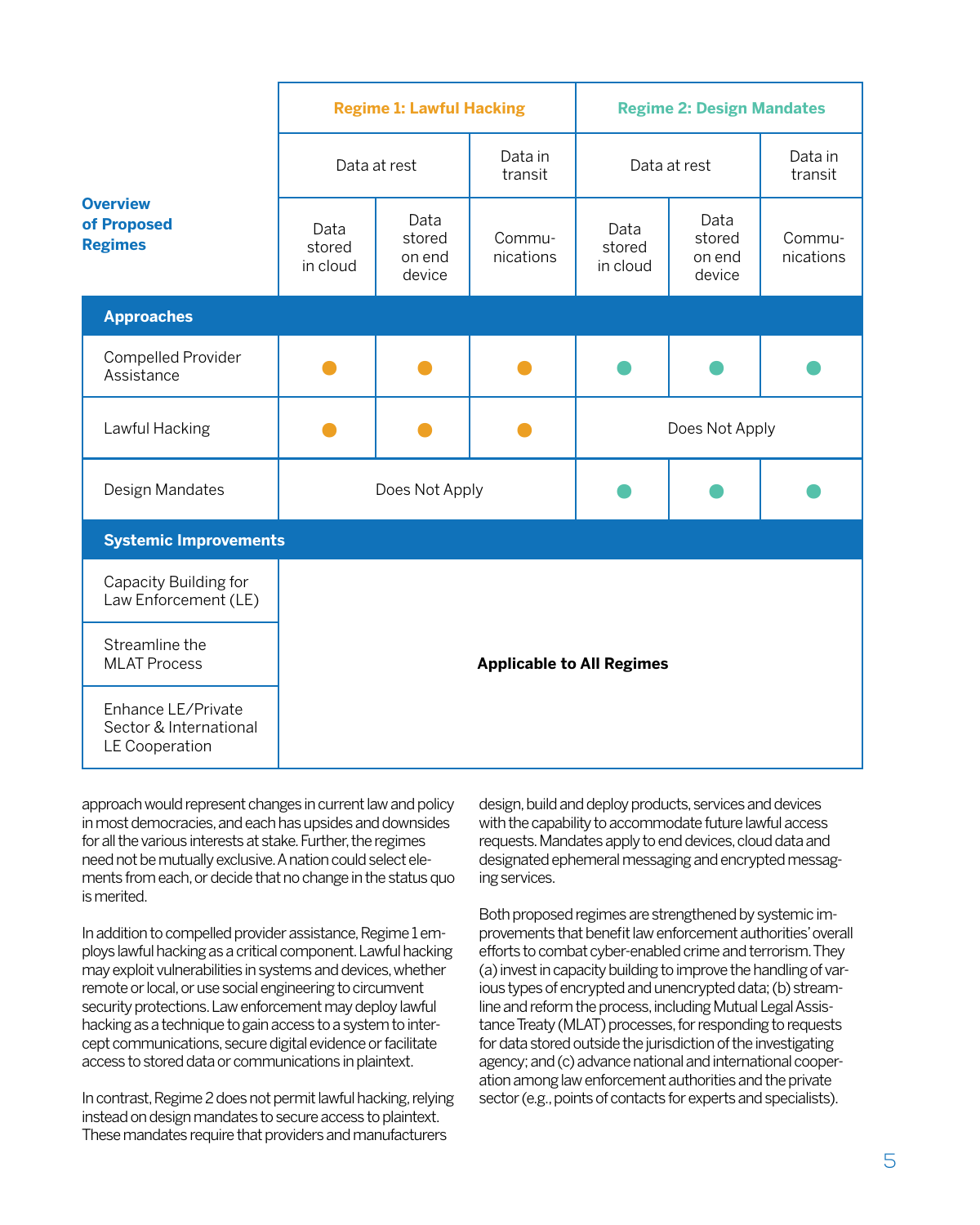| Overview of Proposed Regimes | Regime 1: Lawful Hacking | | | Regime 2: Design Mandates | | |
|---|---|---|---|---|---|---|
| | Data at rest | | Data in transit | Data at rest | | Data in transit |
| | Data stored in cloud | Data stored on end device | Communications | Data stored in cloud | Data stored on end device | Communications |
| **Approaches** | | | | | | |
| Compelled Provider Assistance | ● | ● | ● | ● | ● | ● |
| Lawful Hacking | ● | ● | ● | Does Not Apply | | |
| Design Mandates | Does Not Apply | | | ● | ● | ● |
| **Systemic Improvements** | | | | | | |
| Capacity Building for Law Enforcement (LE) | **Applicable to All Regimes** | | | | | |
| Streamline the MLAT Process | | | | | | |
| Enhance LE/Private Sector & International LE Cooperation | | | | | | |

approach would represent changes in current law and policy in most democracies, and each has upsides and downsides for all the various interests at stake. Further, the regimes need not be mutually exclusive. A nation could select elements from each, or decide that no change in the status quo is merited.

In addition to compelled provider assistance, Regime 1 employs lawful hacking as a critical component. Lawful hacking may exploit vulnerabilities in systems and devices, whether remote or local, or use social engineering to circumvent security protections. Law enforcement may deploy lawful hacking as a technique to gain access to a system to intercept communications, secure digital evidence or facilitate access to stored data or communications in plaintext.

In contrast, Regime 2 does not permit lawful hacking, relying instead on design mandates to secure access to plaintext. These mandates require that providers and manufacturers design, build and deploy products, services and devices with the capability to accommodate future lawful access requests. Mandates apply to end devices, cloud data and designated ephemeral messaging and encrypted messaging services.

Both proposed regimes are strengthened by systemic improvements that benefit law enforcement authorities' overall efforts to combat cyber-enabled crime and terrorism. They (a) invest in capacity building to improve the handling of various types of encrypted and unencrypted data; (b) streamline and reform the process, including Mutual Legal Assistance Treaty (MLAT) processes, for responding to requests for data stored outside the jurisdiction of the investigating agency; and (c) advance national and international cooperation among law enforcement authorities and the private sector (e.g., points of contacts for experts and specialists).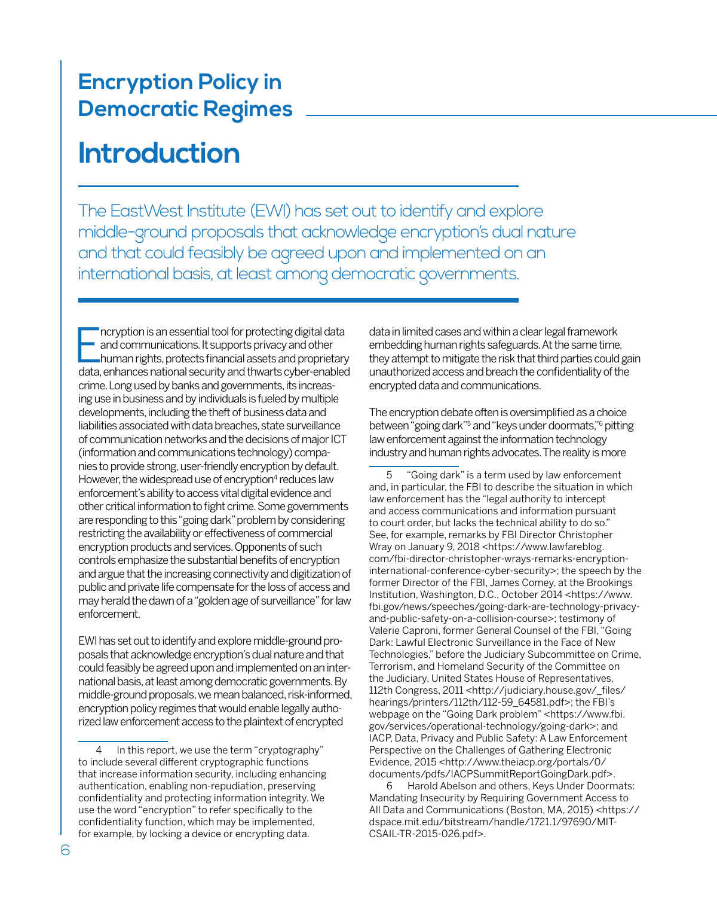## Encryption Policy in Democratic Regimes

# Introduction

The EastWest Institute (EWI) has set out to identify and explore middle-ground proposals that acknowledge encryption's dual nature and that could feasibly be agreed upon and implemented on an international basis, at least among democratic governments.

Encryption is an essential tool for protecting digital data and communications. It supports privacy and other human rights, protects financial assets and proprietary data, enhances national security and thwarts cyber-enabled crime. Long used by banks and governments, its increasing use in business and by individuals is fueled by multiple developments, including the theft of business data and liabilities associated with data breaches, state surveillance of communication networks and the decisions of major ICT (information and communications technology) companies to provide strong, user-friendly encryption by default. However, the widespread use of encryption[4] reduces law enforcement's ability to access vital digital evidence and other critical information to fight crime. Some governments are responding to this "going dark" problem by considering restricting the availability or effectiveness of commercial encryption products and services. Opponents of such controls emphasize the substantial benefits of encryption and argue that the increasing connectivity and digitization of public and private life compensate for the loss of access and may herald the dawn of a "golden age of surveillance" for law enforcement.

EWI has set out to identify and explore middle-ground proposals that acknowledge encryption's dual nature and that could feasibly be agreed upon and implemented on an international basis, at least among democratic governments. By middle-ground proposals, we mean balanced, risk-informed, encryption policy regimes that would enable legally authorized law enforcement access to the plaintext of encrypted data in limited cases and within a clear legal framework embedding human rights safeguards. At the same time, they attempt to mitigate the risk that third parties could gain unauthorized access and breach the confidentiality of the encrypted data and communications.

The encryption debate often is oversimplified as a choice between "going dark"[5] and "keys under doormats,"[6] pitting law enforcement against the information technology industry and human rights advocates. The reality is more

---

4 In this report, we use the term "cryptography" to include several different cryptographic functions that increase information security, including enhancing authentication, enabling non-repudiation, preserving confidentiality and protecting information integrity. We use the word "encryption" to refer specifically to the confidentiality function, which may be implemented, for example, by locking a device or encrypting data.

5 "Going dark" is a term used by law enforcement and, in particular, the FBI to describe the situation in which law enforcement has the "legal authority to intercept and access communications and information pursuant to court order, but lacks the technical ability to do so." See, for example, remarks by FBI Director Christopher Wray on January 9, 2018 <https://www.lawfareblog.com/fbi-director-christopher-wrays-remarks-encryption-international-conference-cyber-security>; the speech by the former Director of the FBI, James Comey, at the Brookings Institution, Washington, D.C., October 2014 <https://www.fbi.gov/news/speeches/going-dark-are-technology-privacy-and-public-safety-on-a-collision-course>; testimony of Valerie Caproni, former General Counsel of the FBI, "Going Dark: Lawful Electronic Surveillance in the Face of New Technologies," before the Judiciary Subcommittee on Crime, Terrorism, and Homeland Security of the Committee on the Judiciary, United States House of Representatives, 112th Congress, 2011 <http://judiciary.house.gov/_files/hearings/printers/112th/112-59_64581.pdf>; the FBI's webpage on the "Going Dark problem" <https://www.fbi.gov/services/operational-technology/going-dark>; and IACP, Data, Privacy and Public Safety: A Law Enforcement Perspective on the Challenges of Gathering Electronic Evidence, 2015 <http://www.theiacp.org/portals/0/documents/pdfs/IACPSummitReportGoingDark.pdf>.

6 Harold Abelson and others, Keys Under Doormats: Mandating Insecurity by Requiring Government Access to All Data and Communications (Boston, MA, 2015) <https://dspace.mit.edu/bitstream/handle/1721.1/97690/MIT-CSAIL-TR-2015-026.pdf>.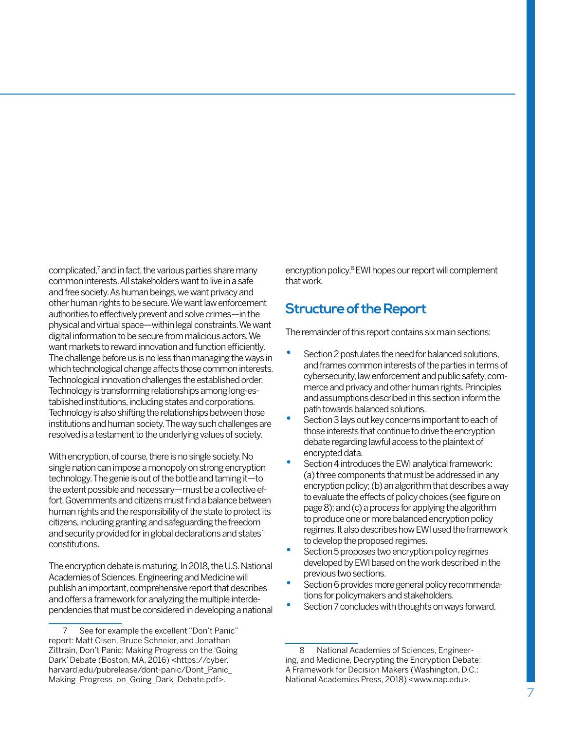complicated,[7] and in fact, the various parties share many common interests. All stakeholders want to live in a safe and free society. As human beings, we want privacy and other human rights to be secure. We want law enforcement authorities to effectively prevent and solve crimes—in the physical and virtual space—within legal constraints. We want digital information to be secure from malicious actors. We want markets to reward innovation and function efficiently. The challenge before us is no less than managing the ways in which technological change affects those common interests. Technological innovation challenges the established order. Technology is transforming relationships among long-established institutions, including states and corporations. Technology is also shifting the relationships between those institutions and human society. The way such challenges are resolved is a testament to the underlying values of society.

With encryption, of course, there is no single society. No single nation can impose a monopoly on strong encryption technology. The genie is out of the bottle and taming it—to the extent possible and necessary—must be a collective effort. Governments and citizens must find a balance between human rights and the responsibility of the state to protect its citizens, including granting and safeguarding the freedom and security provided for in global declarations and states' constitutions.

The encryption debate is maturing. In 2018, the U.S. National Academies of Sciences, Engineering and Medicine will publish an important, comprehensive report that describes and offers a framework for analyzing the multiple interdependencies that must be considered in developing a national encryption policy.[8] EWI hopes our report will complement that work.

## Structure of the Report

The remainder of this report contains six main sections:

- Section 2 postulates the need for balanced solutions, and frames common interests of the parties in terms of cybersecurity, law enforcement and public safety, commerce and privacy and other human rights. Principles and assumptions described in this section inform the path towards balanced solutions.
- Section 3 lays out key concerns important to each of those interests that continue to drive the encryption debate regarding lawful access to the plaintext of encrypted data.
- Section 4 introduces the EWI analytical framework: (a) three components that must be addressed in any encryption policy; (b) an algorithm that describes a way to evaluate the effects of policy choices (see figure on page 8); and (c) a process for applying the algorithm to produce one or more balanced encryption policy regimes. It also describes how EWI used the framework to develop the proposed regimes.
- Section 5 proposes two encryption policy regimes developed by EWI based on the work described in the previous two sections.
- Section 6 provides more general policy recommendations for policymakers and stakeholders.
- Section 7 concludes with thoughts on ways forward.

---

7 See for example the excellent "Don't Panic" report: Matt Olsen, Bruce Schneier, and Jonathan Zittrain, Don't Panic: Making Progress on the 'Going Dark' Debate (Boston, MA, 2016) <https://cyber.harvard.edu/pubrelease/dont-panic/Dont_Panic_Making_Progress_on_Going_Dark_Debate.pdf>.

8 National Academies of Sciences, Engineering, and Medicine, Decrypting the Encryption Debate: A Framework for Decision Makers (Washington, D.C.: National Academies Press, 2018) <www.nap.edu>.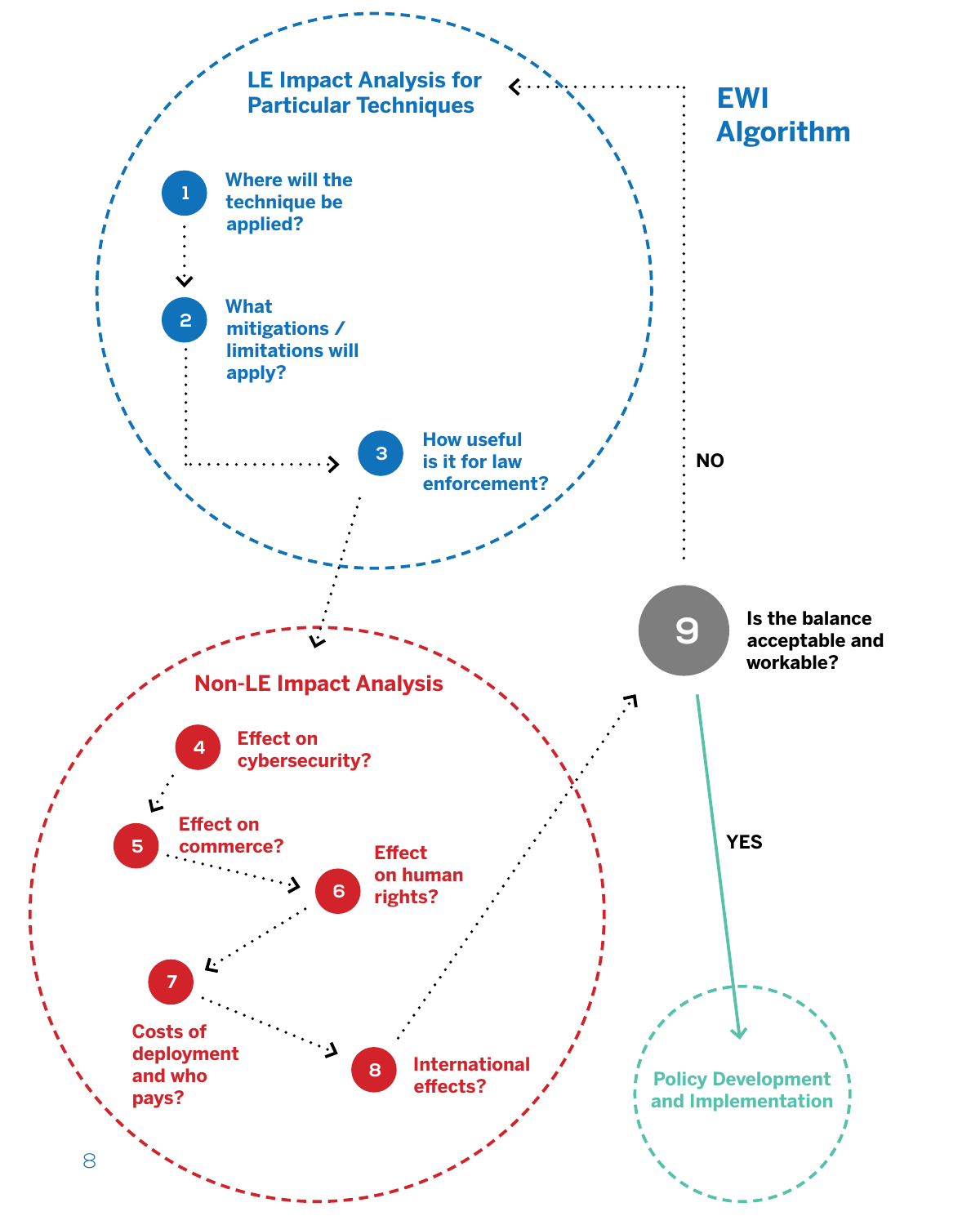## EWI Algorithm

### LE Impact Analysis for Particular Techniques

1. Where will the technique be applied?
2. What mitigations / limitations will apply?
3. How useful is it for law enforcement?

### Non-LE Impact Analysis

4. Effect on cybersecurity?
5. Effect on commerce?
6. Effect on human rights?
7. Costs of deployment and who pays?
8. International effects?

9. Is the balance acceptable and workable?

NO → LE Impact Analysis for Particular Techniques

YES → Policy Development and Implementation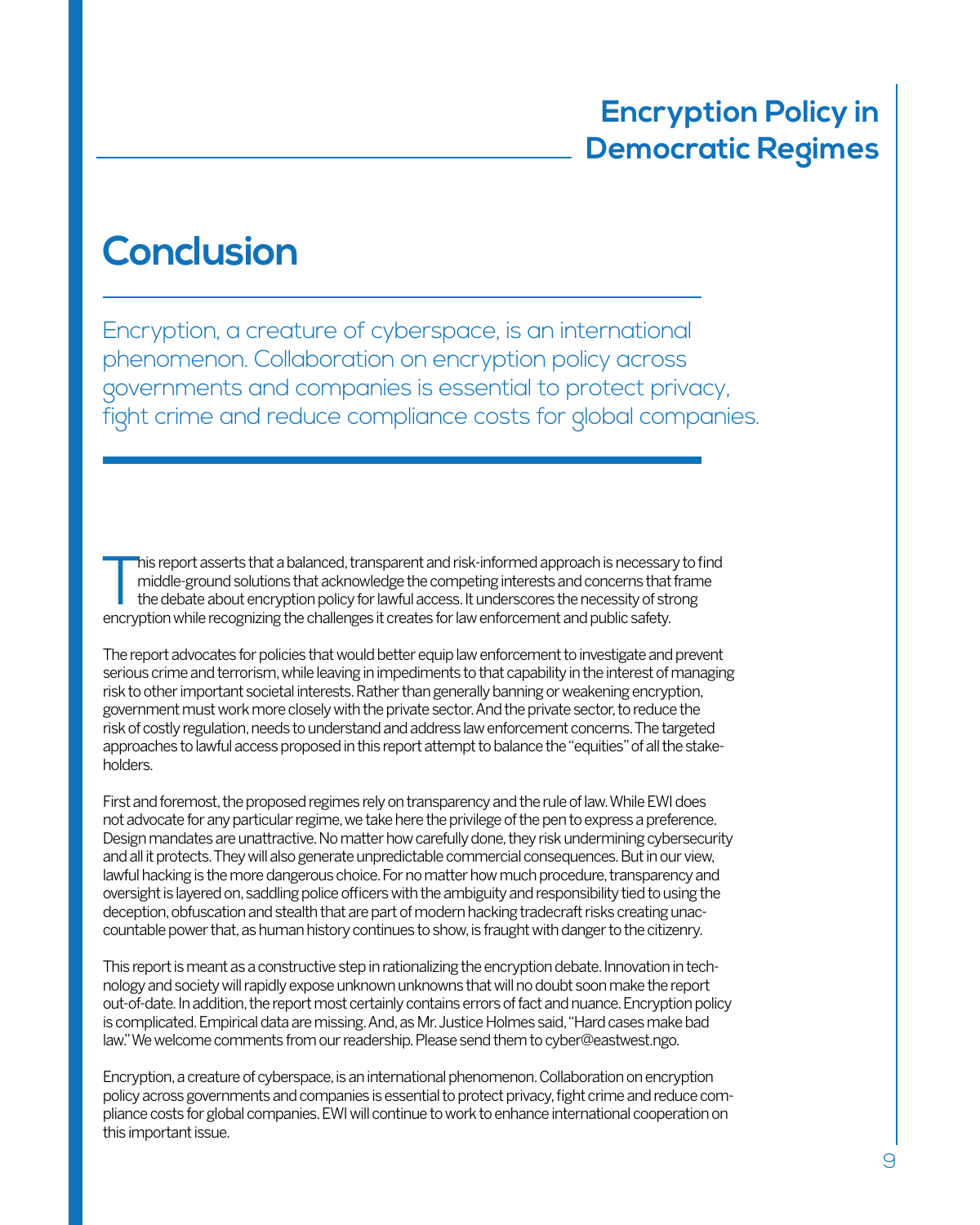# Conclusion

Encryption, a creature of cyberspace, is an international phenomenon. Collaboration on encryption policy across governments and companies is essential to protect privacy, fight crime and reduce compliance costs for global companies.

This report asserts that a balanced, transparent and risk-informed approach is necessary to find middle-ground solutions that acknowledge the competing interests and concerns that frame the debate about encryption policy for lawful access. It underscores the necessity of strong encryption while recognizing the challenges it creates for law enforcement and public safety.

The report advocates for policies that would better equip law enforcement to investigate and prevent serious crime and terrorism, while leaving in impediments to that capability in the interest of managing risk to other important societal interests. Rather than generally banning or weakening encryption, government must work more closely with the private sector. And the private sector, to reduce the risk of costly regulation, needs to understand and address law enforcement concerns. The targeted approaches to lawful access proposed in this report attempt to balance the "equities" of all the stakeholders.

First and foremost, the proposed regimes rely on transparency and the rule of law. While EWI does not advocate for any particular regime, we take here the privilege of the pen to express a preference. Design mandates are unattractive. No matter how carefully done, they risk undermining cybersecurity and all it protects. They will also generate unpredictable commercial consequences. But in our view, lawful hacking is the more dangerous choice. For no matter how much procedure, transparency and oversight is layered on, saddling police officers with the ambiguity and responsibility tied to using the deception, obfuscation and stealth that are part of modern hacking tradecraft risks creating unaccountable power that, as human history continues to show, is fraught with danger to the citizenry.

This report is meant as a constructive step in rationalizing the encryption debate. Innovation in technology and society will rapidly expose unknown unknowns that will no doubt soon make the report out-of-date. In addition, the report most certainly contains errors of fact and nuance. Encryption policy is complicated. Empirical data are missing. And, as Mr. Justice Holmes said, "Hard cases make bad law." We welcome comments from our readership. Please send them to cyber@eastwest.ngo.

Encryption, a creature of cyberspace, is an international phenomenon. Collaboration on encryption policy across governments and companies is essential to protect privacy, fight crime and reduce compliance costs for global companies. EWI will continue to work to enhance international cooperation on this important issue.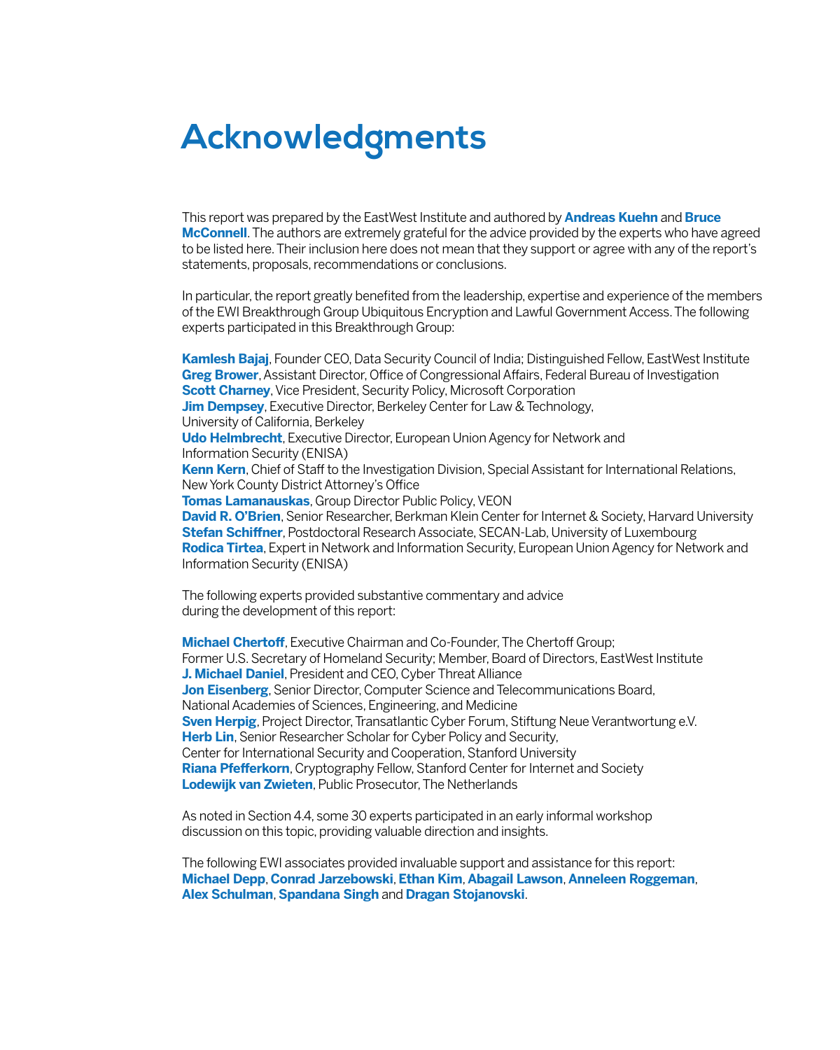# Acknowledgments

This report was prepared by the EastWest Institute and authored by **Andreas Kuehn** and **Bruce McConnell**. The authors are extremely grateful for the advice provided by the experts who have agreed to be listed here. Their inclusion here does not mean that they support or agree with any of the report's statements, proposals, recommendations or conclusions.

In particular, the report greatly benefited from the leadership, expertise and experience of the members of the EWI Breakthrough Group Ubiquitous Encryption and Lawful Government Access. The following experts participated in this Breakthrough Group:

**Kamlesh Bajaj**, Founder CEO, Data Security Council of India; Distinguished Fellow, EastWest Institute
**Greg Brower**, Assistant Director, Office of Congressional Affairs, Federal Bureau of Investigation
**Scott Charney**, Vice President, Security Policy, Microsoft Corporation
**Jim Dempsey**, Executive Director, Berkeley Center for Law & Technology, University of California, Berkeley
**Udo Helmbrecht**, Executive Director, European Union Agency for Network and Information Security (ENISA)
**Kenn Kern**, Chief of Staff to the Investigation Division, Special Assistant for International Relations, New York County District Attorney's Office
**Tomas Lamanauskas**, Group Director Public Policy, VEON
**David R. O'Brien**, Senior Researcher, Berkman Klein Center for Internet & Society, Harvard University
**Stefan Schiffner**, Postdoctoral Research Associate, SECAN-Lab, University of Luxembourg
**Rodica Tirtea**, Expert in Network and Information Security, European Union Agency for Network and Information Security (ENISA)

The following experts provided substantive commentary and advice during the development of this report:

**Michael Chertoff**, Executive Chairman and Co-Founder, The Chertoff Group; Former U.S. Secretary of Homeland Security; Member, Board of Directors, EastWest Institute
**J. Michael Daniel**, President and CEO, Cyber Threat Alliance
**Jon Eisenberg**, Senior Director, Computer Science and Telecommunications Board, National Academies of Sciences, Engineering, and Medicine
**Sven Herpig**, Project Director, Transatlantic Cyber Forum, Stiftung Neue Verantwortung e.V.
**Herb Lin**, Senior Researcher Scholar for Cyber Policy and Security, Center for International Security and Cooperation, Stanford University
**Riana Pfefferkorn**, Cryptography Fellow, Stanford Center for Internet and Society
**Lodewijk van Zwieten**, Public Prosecutor, The Netherlands

As noted in Section 4.4, some 30 experts participated in an early informal workshop discussion on this topic, providing valuable direction and insights.

The following EWI associates provided invaluable support and assistance for this report: **Michael Depp**, **Conrad Jarzebowski**, **Ethan Kim**, **Abagail Lawson**, **Anneleen Roggeman**, **Alex Schulman**, **Spandana Singh** and **Dragan Stojanovski**.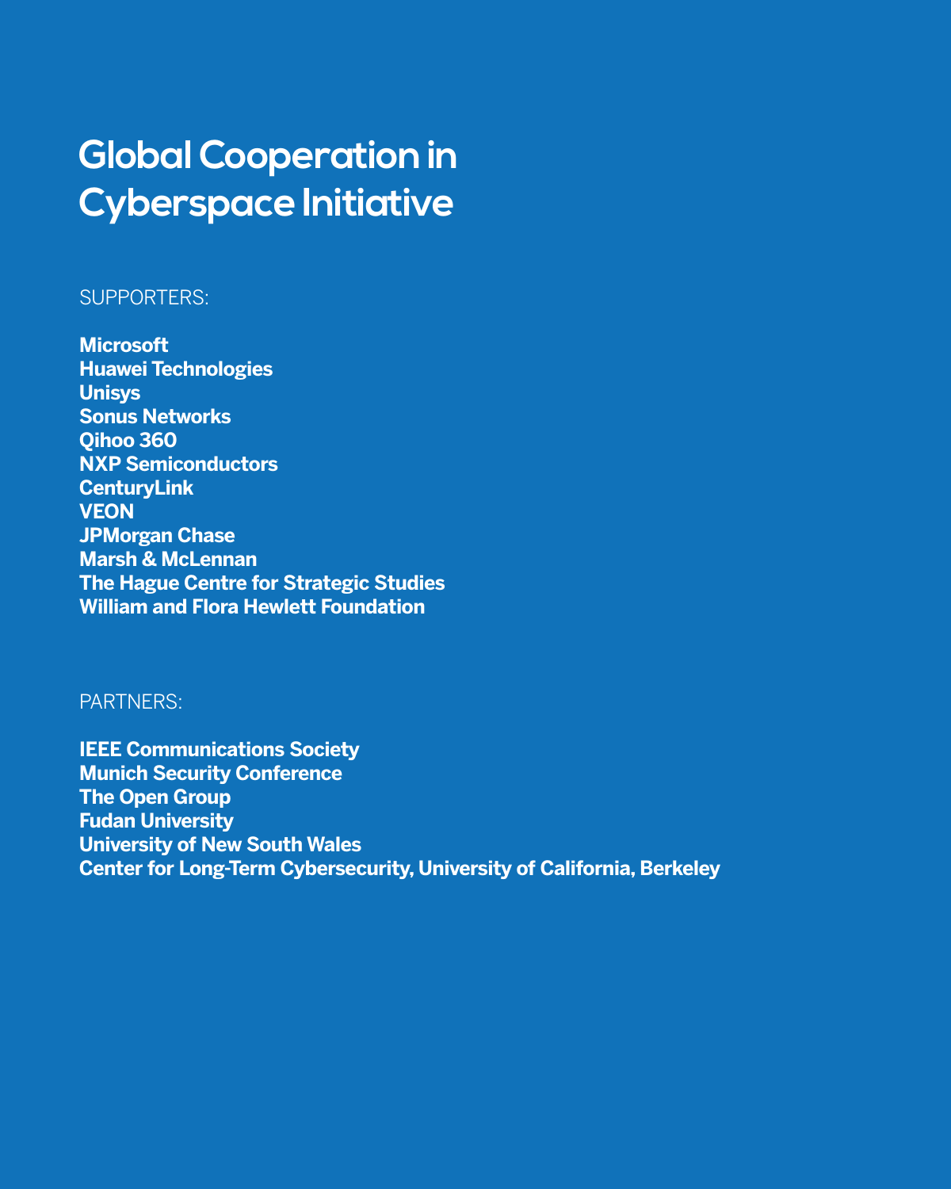# Global Cooperation in Cyberspace Initiative

SUPPORTERS:

**Microsoft**
**Huawei Technologies**
**Unisys**
**Sonus Networks**
**Qihoo 360**
**NXP Semiconductors**
**CenturyLink**
**VEON**
**JPMorgan Chase**
**Marsh & McLennan**
**The Hague Centre for Strategic Studies**
**William and Flora Hewlett Foundation**

PARTNERS:

**IEEE Communications Society**
**Munich Security Conference**
**The Open Group**
**Fudan University**
**University of New South Wales**
**Center for Long-Term Cybersecurity, University of California, Berkeley**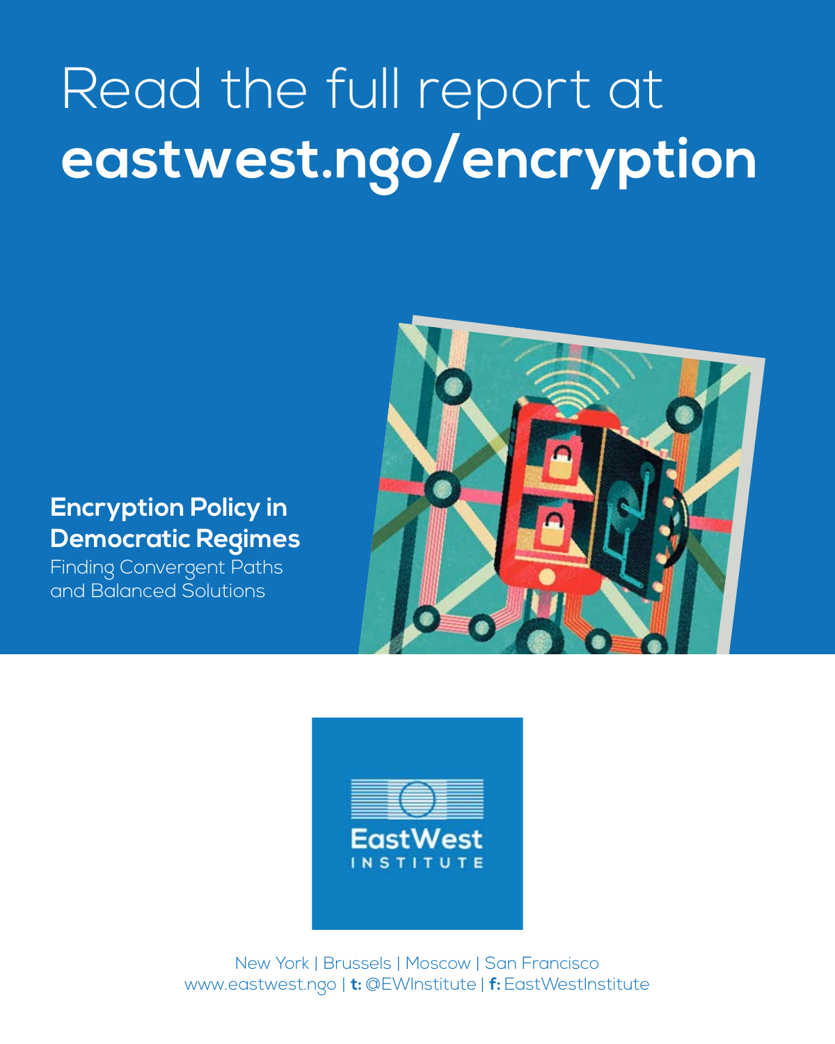# Read the full report at **eastwest.ngo/encryption**

**Encryption Policy in Democratic Regimes**

Finding Convergent Paths and Balanced Solutions

EastWest INSTITUTE

New York | Brussels | Moscow | San Francisco

www.eastwest.ngo | **t:** @EWInstitute | **f:** EastWestInstitute